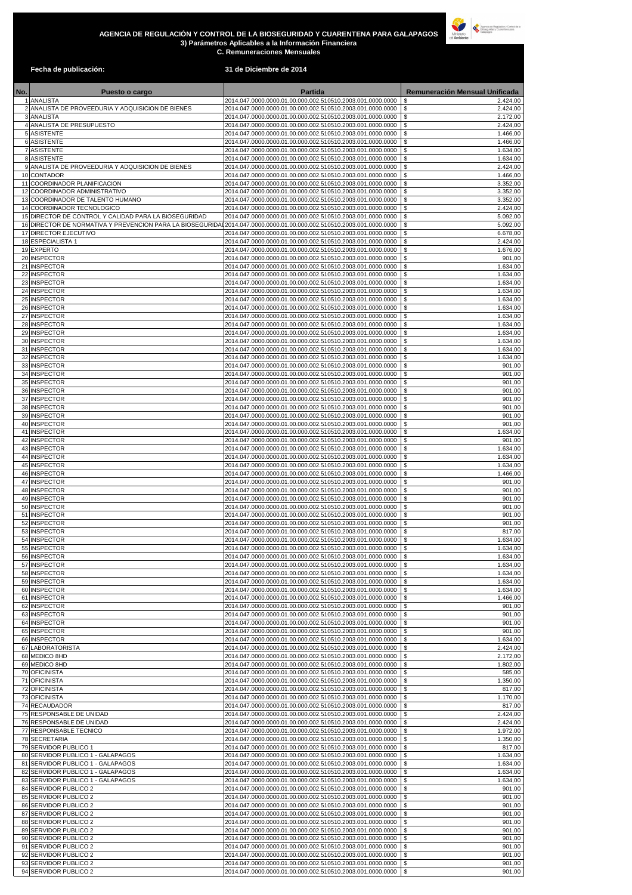# AGENCIA DE REGULACIÓN Y CONTROL DE LA BIOSEGURIDAD Y CUARENTENA PARA GALAPAGOS

**3) Parámetros Aplicables a la Información Financiera**

**C. Remuneraciones Mensuales**

**Fecha de publicación:** **31 de Diciembre de 2014**

| No. | Puesto o cargo | Partida | Remuneración Mensual Unificada |
|---|---|---|---|
| 1 | ANALISTA | 2014.047.0000.0000.01.00.000.002.510510.2003.001.0000.0000 | $ 2.424,00 |
| 2 | ANALISTA DE PROVEEDURIA Y ADQUISICION DE BIENES | 2014.047.0000.0000.01.00.000.002.510510.2003.001.0000.0000 | $ 2.424,00 |
| 3 | ANALISTA | 2014.047.0000.0000.01.00.000.002.510510.2003.001.0000.0000 | $ 2.172,00 |
| 4 | ANALISTA DE PRESUPUESTO | 2014.047.0000.0000.01.00.000.002.510510.2003.001.0000.0000 | $ 2.424,00 |
| 5 | ASISTENTE | 2014.047.0000.0000.01.00.000.002.510510.2003.001.0000.0000 | $ 1.466,00 |
| 6 | ASISTENTE | 2014.047.0000.0000.01.00.000.002.510510.2003.001.0000.0000 | $ 1.466,00 |
| 7 | ASISTENTE | 2014.047.0000.0000.01.00.000.002.510510.2003.001.0000.0000 | $ 1.634,00 |
| 8 | ASISTENTE | 2014.047.0000.0000.01.00.000.002.510510.2003.001.0000.0000 | $ 1.634,00 |
| 9 | ANALISTA DE PROVEEDURIA Y ADQUISICION DE BIENES | 2014.047.0000.0000.01.00.000.002.510510.2003.001.0000.0000 | $ 2.424,00 |
| 10 | CONTADOR | 2014.047.0000.0000.01.00.000.002.510510.2003.001.0000.0000 | $ 1.466,00 |
| 11 | COORDINADOR PLANIFICACION | 2014.047.0000.0000.01.00.000.002.510510.2003.001.0000.0000 | $ 3.352,00 |
| 12 | COORDINADOR ADMINISTRATIVO | 2014.047.0000.0000.01.00.000.002.510510.2003.001.0000.0000 | $ 3.352,00 |
| 13 | COORDINADOR DE TALENTO HUMANO | 2014.047.0000.0000.01.00.000.002.510510.2003.001.0000.0000 | $ 3.352,00 |
| 14 | COORDINADOR TECNOLOGICO | 2014.047.0000.0000.01.00.000.002.510510.2003.001.0000.0000 | $ 2.424,00 |
| 15 | DIRECTOR DE CONTROL Y CALIDAD PARA LA BIOSEGURIDAD | 2014.047.0000.0000.01.00.000.002.510510.2003.001.0000.0000 | $ 5.092,00 |
| 16 | DIRECTOR DE NORMATIVA Y PREVENCION PARA LA BIOSEGURIDAD | 2014.047.0000.0000.01.00.000.002.510510.2003.001.0000.0000 | $ 5.092,00 |
| 17 | DIRECTOR EJECUTIVO | 2014.047.0000.0000.01.00.000.002.510510.2003.001.0000.0000 | $ 6.678,00 |
| 18 | ESPECIALISTA 1 | 2014.047.0000.0000.01.00.000.002.510510.2003.001.0000.0000 | $ 2.424,00 |
| 19 | EXPERTO | 2014.047.0000.0000.01.00.000.002.510510.2003.001.0000.0000 | $ 1.676,00 |
| 20 | INSPECTOR | 2014.047.0000.0000.01.00.000.002.510510.2003.001.0000.0000 | $ 901,00 |
| 21 | INSPECTOR | 2014.047.0000.0000.01.00.000.002.510510.2003.001.0000.0000 | $ 1.634,00 |
| 22 | INSPECTOR | 2014.047.0000.0000.01.00.000.002.510510.2003.001.0000.0000 | $ 1.634,00 |
| 23 | INSPECTOR | 2014.047.0000.0000.01.00.000.002.510510.2003.001.0000.0000 | $ 1.634,00 |
| 24 | INSPECTOR | 2014.047.0000.0000.01.00.000.002.510510.2003.001.0000.0000 | $ 1.634,00 |
| 25 | INSPECTOR | 2014.047.0000.0000.01.00.000.002.510510.2003.001.0000.0000 | $ 1.634,00 |
| 26 | INSPECTOR | 2014.047.0000.0000.01.00.000.002.510510.2003.001.0000.0000 | $ 1.634,00 |
| 27 | INSPECTOR | 2014.047.0000.0000.01.00.000.002.510510.2003.001.0000.0000 | $ 1.634,00 |
| 28 | INSPECTOR | 2014.047.0000.0000.01.00.000.002.510510.2003.001.0000.0000 | $ 1.634,00 |
| 29 | INSPECTOR | 2014.047.0000.0000.01.00.000.002.510510.2003.001.0000.0000 | $ 1.634,00 |
| 30 | INSPECTOR | 2014.047.0000.0000.01.00.000.002.510510.2003.001.0000.0000 | $ 1.634,00 |
| 31 | INSPECTOR | 2014.047.0000.0000.01.00.000.002.510510.2003.001.0000.0000 | $ 1.634,00 |
| 32 | INSPECTOR | 2014.047.0000.0000.01.00.000.002.510510.2003.001.0000.0000 | $ 1.634,00 |
| 33 | INSPECTOR | 2014.047.0000.0000.01.00.000.002.510510.2003.001.0000.0000 | $ 901,00 |
| 34 | INSPECTOR | 2014.047.0000.0000.01.00.000.002.510510.2003.001.0000.0000 | $ 901,00 |
| 35 | INSPECTOR | 2014.047.0000.0000.01.00.000.002.510510.2003.001.0000.0000 | $ 901,00 |
| 36 | INSPECTOR | 2014.047.0000.0000.01.00.000.002.510510.2003.001.0000.0000 | $ 901,00 |
| 37 | INSPECTOR | 2014.047.0000.0000.01.00.000.002.510510.2003.001.0000.0000 | $ 901,00 |
| 38 | INSPECTOR | 2014.047.0000.0000.01.00.000.002.510510.2003.001.0000.0000 | $ 901,00 |
| 39 | INSPECTOR | 2014.047.0000.0000.01.00.000.002.510510.2003.001.0000.0000 | $ 901,00 |
| 40 | INSPECTOR | 2014.047.0000.0000.01.00.000.002.510510.2003.001.0000.0000 | $ 901,00 |
| 41 | INSPECTOR | 2014.047.0000.0000.01.00.000.002.510510.2003.001.0000.0000 | $ 1.634,00 |
| 42 | INSPECTOR | 2014.047.0000.0000.01.00.000.002.510510.2003.001.0000.0000 | $ 901,00 |
| 43 | INSPECTOR | 2014.047.0000.0000.01.00.000.002.510510.2003.001.0000.0000 | $ 1.634,00 |
| 44 | INSPECTOR | 2014.047.0000.0000.01.00.000.002.510510.2003.001.0000.0000 | $ 1.634,00 |
| 45 | INSPECTOR | 2014.047.0000.0000.01.00.000.002.510510.2003.001.0000.0000 | $ 1.634,00 |
| 46 | INSPECTOR | 2014.047.0000.0000.01.00.000.002.510510.2003.001.0000.0000 | $ 1.466,00 |
| 47 | INSPECTOR | 2014.047.0000.0000.01.00.000.002.510510.2003.001.0000.0000 | $ 901,00 |
| 48 | INSPECTOR | 2014.047.0000.0000.01.00.000.002.510510.2003.001.0000.0000 | $ 901,00 |
| 49 | INSPECTOR | 2014.047.0000.0000.01.00.000.002.510510.2003.001.0000.0000 | $ 901,00 |
| 50 | INSPECTOR | 2014.047.0000.0000.01.00.000.002.510510.2003.001.0000.0000 | $ 901,00 |
| 51 | INSPECTOR | 2014.047.0000.0000.01.00.000.002.510510.2003.001.0000.0000 | $ 901,00 |
| 52 | INSPECTOR | 2014.047.0000.0000.01.00.000.002.510510.2003.001.0000.0000 | $ 901,00 |
| 53 | INSPECTOR | 2014.047.0000.0000.01.00.000.002.510510.2003.001.0000.0000 | $ 817,00 |
| 54 | INSPECTOR | 2014.047.0000.0000.01.00.000.002.510510.2003.001.0000.0000 | $ 1.634,00 |
| 55 | INSPECTOR | 2014.047.0000.0000.01.00.000.002.510510.2003.001.0000.0000 | $ 1.634,00 |
| 56 | INSPECTOR | 2014.047.0000.0000.01.00.000.002.510510.2003.001.0000.0000 | $ 1.634,00 |
| 57 | INSPECTOR | 2014.047.0000.0000.01.00.000.002.510510.2003.001.0000.0000 | $ 1.634,00 |
| 58 | INSPECTOR | 2014.047.0000.0000.01.00.000.002.510510.2003.001.0000.0000 | $ 1.634,00 |
| 59 | INSPECTOR | 2014.047.0000.0000.01.00.000.002.510510.2003.001.0000.0000 | $ 1.634,00 |
| 60 | INSPECTOR | 2014.047.0000.0000.01.00.000.002.510510.2003.001.0000.0000 | $ 1.634,00 |
| 61 | INSPECTOR | 2014.047.0000.0000.01.00.000.002.510510.2003.001.0000.0000 | $ 1.466,00 |
| 62 | INSPECTOR | 2014.047.0000.0000.01.00.000.002.510510.2003.001.0000.0000 | $ 901,00 |
| 63 | INSPECTOR | 2014.047.0000.0000.01.00.000.002.510510.2003.001.0000.0000 | $ 901,00 |
| 64 | INSPECTOR | 2014.047.0000.0000.01.00.000.002.510510.2003.001.0000.0000 | $ 901,00 |
| 65 | INSPECTOR | 2014.047.0000.0000.01.00.000.002.510510.2003.001.0000.0000 | $ 901,00 |
| 66 | INSPECTOR | 2014.047.0000.0000.01.00.000.002.510510.2003.001.0000.0000 | $ 1.634,00 |
| 67 | LABORATORISTA | 2014.047.0000.0000.01.00.000.002.510510.2003.001.0000.0000 | $ 2.424,00 |
| 68 | MEDICO 8HD | 2014.047.0000.0000.01.00.000.002.510510.2003.001.0000.0000 | $ 2.172,00 |
| 69 | MEDICO 8HD | 2014.047.0000.0000.01.00.000.002.510510.2003.001.0000.0000 | $ 1.802,00 |
| 70 | OFICINISTA | 2014.047.0000.0000.01.00.000.002.510510.2003.001.0000.0000 | $ 585,00 |
| 71 | OFICINISTA | 2014.047.0000.0000.01.00.000.002.510510.2003.001.0000.0000 | $ 1.350,00 |
| 72 | OFICINISTA | 2014.047.0000.0000.01.00.000.002.510510.2003.001.0000.0000 | $ 817,00 |
| 73 | OFICINISTA | 2014.047.0000.0000.01.00.000.002.510510.2003.001.0000.0000 | $ 1.170,00 |
| 74 | RECAUDADOR | 2014.047.0000.0000.01.00.000.002.510510.2003.001.0000.0000 | $ 817,00 |
| 75 | RESPONSABLE DE UNIDAD | 2014.047.0000.0000.01.00.000.002.510510.2003.001.0000.0000 | $ 2.424,00 |
| 76 | RESPONSABLE DE UNIDAD | 2014.047.0000.0000.01.00.000.002.510510.2003.001.0000.0000 | $ 2.424,00 |
| 77 | RESPONSABLE TECNICO | 2014.047.0000.0000.01.00.000.002.510510.2003.001.0000.0000 | $ 1.972,00 |
| 78 | SECRETARIA | 2014.047.0000.0000.01.00.000.002.510510.2003.001.0000.0000 | $ 1.350,00 |
| 79 | SERVIDOR PUBLICO 1 | 2014.047.0000.0000.01.00.000.002.510510.2003.001.0000.0000 | $ 817,00 |
| 80 | SERVIDOR PUBLICO 1 - GALAPAGOS | 2014.047.0000.0000.01.00.000.002.510510.2003.001.0000.0000 | $ 1.634,00 |
| 81 | SERVIDOR PUBLICO 1 - GALAPAGOS | 2014.047.0000.0000.01.00.000.002.510510.2003.001.0000.0000 | $ 1.634,00 |
| 82 | SERVIDOR PUBLICO 1 - GALAPAGOS | 2014.047.0000.0000.01.00.000.002.510510.2003.001.0000.0000 | $ 1.634,00 |
| 83 | SERVIDOR PUBLICO 1 - GALAPAGOS | 2014.047.0000.0000.01.00.000.002.510510.2003.001.0000.0000 | $ 1.634,00 |
| 84 | SERVIDOR PUBLICO 2 | 2014.047.0000.0000.01.00.000.002.510510.2003.001.0000.0000 | $ 901,00 |
| 85 | SERVIDOR PUBLICO 2 | 2014.047.0000.0000.01.00.000.002.510510.2003.001.0000.0000 | $ 901,00 |
| 86 | SERVIDOR PUBLICO 2 | 2014.047.0000.0000.01.00.000.002.510510.2003.001.0000.0000 | $ 901,00 |
| 87 | SERVIDOR PUBLICO 2 | 2014.047.0000.0000.01.00.000.002.510510.2003.001.0000.0000 | $ 901,00 |
| 88 | SERVIDOR PUBLICO 2 | 2014.047.0000.0000.01.00.000.002.510510.2003.001.0000.0000 | $ 901,00 |
| 89 | SERVIDOR PUBLICO 2 | 2014.047.0000.0000.01.00.000.002.510510.2003.001.0000.0000 | $ 901,00 |
| 90 | SERVIDOR PUBLICO 2 | 2014.047.0000.0000.01.00.000.002.510510.2003.001.0000.0000 | $ 901,00 |
| 91 | SERVIDOR PUBLICO 2 | 2014.047.0000.0000.01.00.000.002.510510.2003.001.0000.0000 | $ 901,00 |
| 92 | SERVIDOR PUBLICO 2 | 2014.047.0000.0000.01.00.000.002.510510.2003.001.0000.0000 | $ 901,00 |
| 93 | SERVIDOR PUBLICO 2 | 2014.047.0000.0000.01.00.000.002.510510.2003.001.0000.0000 | $ 901,00 |
| 94 | SERVIDOR PUBLICO 2 | 2014.047.0000.0000.01.00.000.002.510510.2003.001.0000.0000 | $ 901,00 |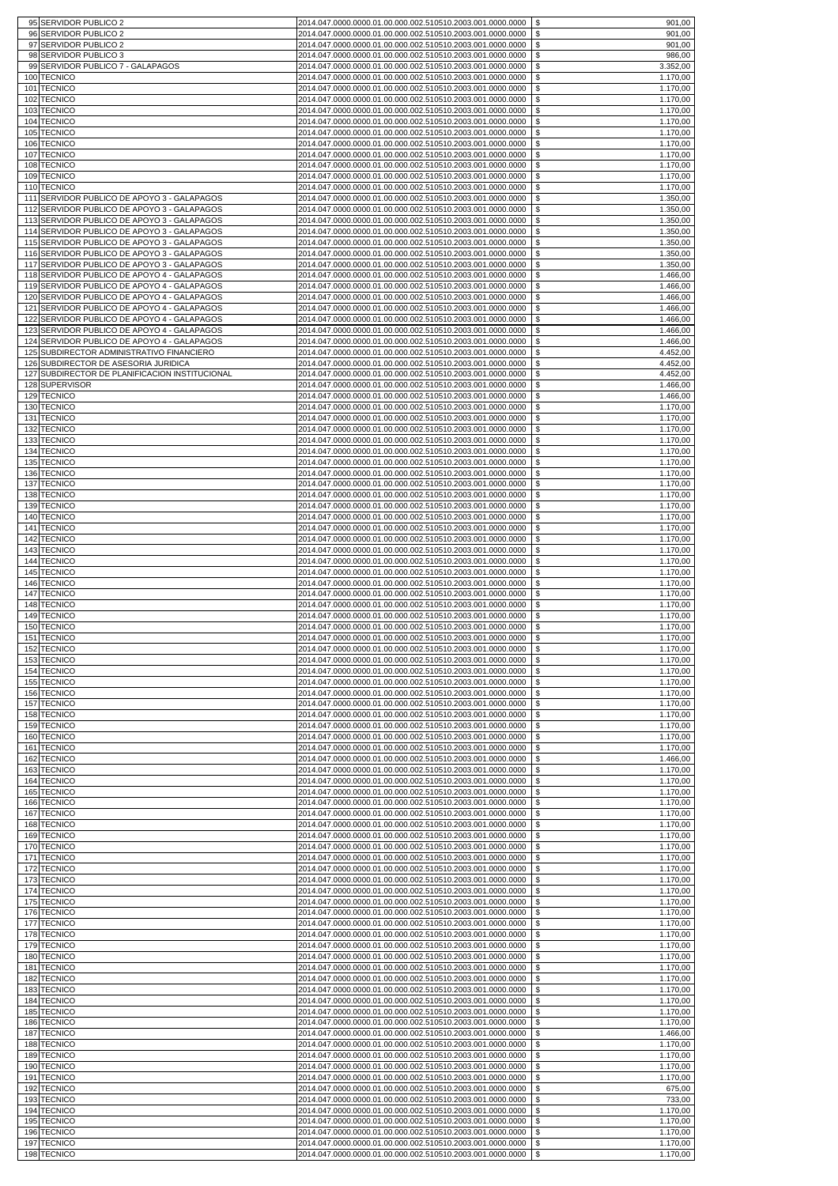| | | | | |
|---|---|---|---|---|
| 95 | SERVIDOR PUBLICO 2 | 2014.047.0000.0000.01.00.000.002.510510.2003.001.0000.0000 | $ | 901,00 |
| 96 | SERVIDOR PUBLICO 2 | 2014.047.0000.0000.01.00.000.002.510510.2003.001.0000.0000 | $ | 901,00 |
| 97 | SERVIDOR PUBLICO 2 | 2014.047.0000.0000.01.00.000.002.510510.2003.001.0000.0000 | $ | 901,00 |
| 98 | SERVIDOR PUBLICO 3 | 2014.047.0000.0000.01.00.000.002.510510.2003.001.0000.0000 | $ | 986,00 |
| 99 | SERVIDOR PUBLICO 7 - GALAPAGOS | 2014.047.0000.0000.01.00.000.002.510510.2003.001.0000.0000 | $ | 3.352,00 |
| 100 | TECNICO | 2014.047.0000.0000.01.00.000.002.510510.2003.001.0000.0000 | $ | 1.170,00 |
| 101 | TECNICO | 2014.047.0000.0000.01.00.000.002.510510.2003.001.0000.0000 | $ | 1.170,00 |
| 102 | TECNICO | 2014.047.0000.0000.01.00.000.002.510510.2003.001.0000.0000 | $ | 1.170,00 |
| 103 | TECNICO | 2014.047.0000.0000.01.00.000.002.510510.2003.001.0000.0000 | $ | 1.170,00 |
| 104 | TECNICO | 2014.047.0000.0000.01.00.000.002.510510.2003.001.0000.0000 | $ | 1.170,00 |
| 105 | TECNICO | 2014.047.0000.0000.01.00.000.002.510510.2003.001.0000.0000 | $ | 1.170,00 |
| 106 | TECNICO | 2014.047.0000.0000.01.00.000.002.510510.2003.001.0000.0000 | $ | 1.170,00 |
| 107 | TECNICO | 2014.047.0000.0000.01.00.000.002.510510.2003.001.0000.0000 | $ | 1.170,00 |
| 108 | TECNICO | 2014.047.0000.0000.01.00.000.002.510510.2003.001.0000.0000 | $ | 1.170,00 |
| 109 | TECNICO | 2014.047.0000.0000.01.00.000.002.510510.2003.001.0000.0000 | $ | 1.170,00 |
| 110 | TECNICO | 2014.047.0000.0000.01.00.000.002.510510.2003.001.0000.0000 | $ | 1.170,00 |
| 111 | SERVIDOR PUBLICO DE APOYO 3 - GALAPAGOS | 2014.047.0000.0000.01.00.000.002.510510.2003.001.0000.0000 | $ | 1.350,00 |
| 112 | SERVIDOR PUBLICO DE APOYO 3 - GALAPAGOS | 2014.047.0000.0000.01.00.000.002.510510.2003.001.0000.0000 | $ | 1.350,00 |
| 113 | SERVIDOR PUBLICO DE APOYO 3 - GALAPAGOS | 2014.047.0000.0000.01.00.000.002.510510.2003.001.0000.0000 | $ | 1.350,00 |
| 114 | SERVIDOR PUBLICO DE APOYO 3 - GALAPAGOS | 2014.047.0000.0000.01.00.000.002.510510.2003.001.0000.0000 | $ | 1.350,00 |
| 115 | SERVIDOR PUBLICO DE APOYO 3 - GALAPAGOS | 2014.047.0000.0000.01.00.000.002.510510.2003.001.0000.0000 | $ | 1.350,00 |
| 116 | SERVIDOR PUBLICO DE APOYO 3 - GALAPAGOS | 2014.047.0000.0000.01.00.000.002.510510.2003.001.0000.0000 | $ | 1.350,00 |
| 117 | SERVIDOR PUBLICO DE APOYO 3 - GALAPAGOS | 2014.047.0000.0000.01.00.000.002.510510.2003.001.0000.0000 | $ | 1.350,00 |
| 118 | SERVIDOR PUBLICO DE APOYO 4 - GALAPAGOS | 2014.047.0000.0000.01.00.000.002.510510.2003.001.0000.0000 | $ | 1.466,00 |
| 119 | SERVIDOR PUBLICO DE APOYO 4 - GALAPAGOS | 2014.047.0000.0000.01.00.000.002.510510.2003.001.0000.0000 | $ | 1.466,00 |
| 120 | SERVIDOR PUBLICO DE APOYO 4 - GALAPAGOS | 2014.047.0000.0000.01.00.000.002.510510.2003.001.0000.0000 | $ | 1.466,00 |
| 121 | SERVIDOR PUBLICO DE APOYO 4 - GALAPAGOS | 2014.047.0000.0000.01.00.000.002.510510.2003.001.0000.0000 | $ | 1.466,00 |
| 122 | SERVIDOR PUBLICO DE APOYO 4 - GALAPAGOS | 2014.047.0000.0000.01.00.000.002.510510.2003.001.0000.0000 | $ | 1.466,00 |
| 123 | SERVIDOR PUBLICO DE APOYO 4 - GALAPAGOS | 2014.047.0000.0000.01.00.000.002.510510.2003.001.0000.0000 | $ | 1.466,00 |
| 124 | SERVIDOR PUBLICO DE APOYO 4 - GALAPAGOS | 2014.047.0000.0000.01.00.000.002.510510.2003.001.0000.0000 | $ | 1.466,00 |
| 125 | SUBDIRECTOR ADMINISTRATIVO FINANCIERO | 2014.047.0000.0000.01.00.000.002.510510.2003.001.0000.0000 | $ | 4.452,00 |
| 126 | SUBDIRECTOR DE ASESORIA JURIDICA | 2014.047.0000.0000.01.00.000.002.510510.2003.001.0000.0000 | $ | 4.452,00 |
| 127 | SUBDIRECTOR DE PLANIFICACION INSTITUCIONAL | 2014.047.0000.0000.01.00.000.002.510510.2003.001.0000.0000 | $ | 4.452,00 |
| 128 | SUPERVISOR | 2014.047.0000.0000.01.00.000.002.510510.2003.001.0000.0000 | $ | 1.466,00 |
| 129 | TECNICO | 2014.047.0000.0000.01.00.000.002.510510.2003.001.0000.0000 | $ | 1.466,00 |
| 130 | TECNICO | 2014.047.0000.0000.01.00.000.002.510510.2003.001.0000.0000 | $ | 1.170,00 |
| 131 | TECNICO | 2014.047.0000.0000.01.00.000.002.510510.2003.001.0000.0000 | $ | 1.170,00 |
| 132 | TECNICO | 2014.047.0000.0000.01.00.000.002.510510.2003.001.0000.0000 | $ | 1.170,00 |
| 133 | TECNICO | 2014.047.0000.0000.01.00.000.002.510510.2003.001.0000.0000 | $ | 1.170,00 |
| 134 | TECNICO | 2014.047.0000.0000.01.00.000.002.510510.2003.001.0000.0000 | $ | 1.170,00 |
| 135 | TECNICO | 2014.047.0000.0000.01.00.000.002.510510.2003.001.0000.0000 | $ | 1.170,00 |
| 136 | TECNICO | 2014.047.0000.0000.01.00.000.002.510510.2003.001.0000.0000 | $ | 1.170,00 |
| 137 | TECNICO | 2014.047.0000.0000.01.00.000.002.510510.2003.001.0000.0000 | $ | 1.170,00 |
| 138 | TECNICO | 2014.047.0000.0000.01.00.000.002.510510.2003.001.0000.0000 | $ | 1.170,00 |
| 139 | TECNICO | 2014.047.0000.0000.01.00.000.002.510510.2003.001.0000.0000 | $ | 1.170,00 |
| 140 | TECNICO | 2014.047.0000.0000.01.00.000.002.510510.2003.001.0000.0000 | $ | 1.170,00 |
| 141 | TECNICO | 2014.047.0000.0000.01.00.000.002.510510.2003.001.0000.0000 | $ | 1.170,00 |
| 142 | TECNICO | 2014.047.0000.0000.01.00.000.002.510510.2003.001.0000.0000 | $ | 1.170,00 |
| 143 | TECNICO | 2014.047.0000.0000.01.00.000.002.510510.2003.001.0000.0000 | $ | 1.170,00 |
| 144 | TECNICO | 2014.047.0000.0000.01.00.000.002.510510.2003.001.0000.0000 | $ | 1.170,00 |
| 145 | TECNICO | 2014.047.0000.0000.01.00.000.002.510510.2003.001.0000.0000 | $ | 1.170,00 |
| 146 | TECNICO | 2014.047.0000.0000.01.00.000.002.510510.2003.001.0000.0000 | $ | 1.170,00 |
| 147 | TECNICO | 2014.047.0000.0000.01.00.000.002.510510.2003.001.0000.0000 | $ | 1.170,00 |
| 148 | TECNICO | 2014.047.0000.0000.01.00.000.002.510510.2003.001.0000.0000 | $ | 1.170,00 |
| 149 | TECNICO | 2014.047.0000.0000.01.00.000.002.510510.2003.001.0000.0000 | $ | 1.170,00 |
| 150 | TECNICO | 2014.047.0000.0000.01.00.000.002.510510.2003.001.0000.0000 | $ | 1.170,00 |
| 151 | TECNICO | 2014.047.0000.0000.01.00.000.002.510510.2003.001.0000.0000 | $ | 1.170,00 |
| 152 | TECNICO | 2014.047.0000.0000.01.00.000.002.510510.2003.001.0000.0000 | $ | 1.170,00 |
| 153 | TECNICO | 2014.047.0000.0000.01.00.000.002.510510.2003.001.0000.0000 | $ | 1.170,00 |
| 154 | TECNICO | 2014.047.0000.0000.01.00.000.002.510510.2003.001.0000.0000 | $ | 1.170,00 |
| 155 | TECNICO | 2014.047.0000.0000.01.00.000.002.510510.2003.001.0000.0000 | $ | 1.170,00 |
| 156 | TECNICO | 2014.047.0000.0000.01.00.000.002.510510.2003.001.0000.0000 | $ | 1.170,00 |
| 157 | TECNICO | 2014.047.0000.0000.01.00.000.002.510510.2003.001.0000.0000 | $ | 1.170,00 |
| 158 | TECNICO | 2014.047.0000.0000.01.00.000.002.510510.2003.001.0000.0000 | $ | 1.170,00 |
| 159 | TECNICO | 2014.047.0000.0000.01.00.000.002.510510.2003.001.0000.0000 | $ | 1.170,00 |
| 160 | TECNICO | 2014.047.0000.0000.01.00.000.002.510510.2003.001.0000.0000 | $ | 1.170,00 |
| 161 | TECNICO | 2014.047.0000.0000.01.00.000.002.510510.2003.001.0000.0000 | $ | 1.170,00 |
| 162 | TECNICO | 2014.047.0000.0000.01.00.000.002.510510.2003.001.0000.0000 | $ | 1.466,00 |
| 163 | TECNICO | 2014.047.0000.0000.01.00.000.002.510510.2003.001.0000.0000 | $ | 1.170,00 |
| 164 | TECNICO | 2014.047.0000.0000.01.00.000.002.510510.2003.001.0000.0000 | $ | 1.170,00 |
| 165 | TECNICO | 2014.047.0000.0000.01.00.000.002.510510.2003.001.0000.0000 | $ | 1.170,00 |
| 166 | TECNICO | 2014.047.0000.0000.01.00.000.002.510510.2003.001.0000.0000 | $ | 1.170,00 |
| 167 | TECNICO | 2014.047.0000.0000.01.00.000.002.510510.2003.001.0000.0000 | $ | 1.170,00 |
| 168 | TECNICO | 2014.047.0000.0000.01.00.000.002.510510.2003.001.0000.0000 | $ | 1.170,00 |
| 169 | TECNICO | 2014.047.0000.0000.01.00.000.002.510510.2003.001.0000.0000 | $ | 1.170,00 |
| 170 | TECNICO | 2014.047.0000.0000.01.00.000.002.510510.2003.001.0000.0000 | $ | 1.170,00 |
| 171 | TECNICO | 2014.047.0000.0000.01.00.000.002.510510.2003.001.0000.0000 | $ | 1.170,00 |
| 172 | TECNICO | 2014.047.0000.0000.01.00.000.002.510510.2003.001.0000.0000 | $ | 1.170,00 |
| 173 | TECNICO | 2014.047.0000.0000.01.00.000.002.510510.2003.001.0000.0000 | $ | 1.170,00 |
| 174 | TECNICO | 2014.047.0000.0000.01.00.000.002.510510.2003.001.0000.0000 | $ | 1.170,00 |
| 175 | TECNICO | 2014.047.0000.0000.01.00.000.002.510510.2003.001.0000.0000 | $ | 1.170,00 |
| 176 | TECNICO | 2014.047.0000.0000.01.00.000.002.510510.2003.001.0000.0000 | $ | 1.170,00 |
| 177 | TECNICO | 2014.047.0000.0000.01.00.000.002.510510.2003.001.0000.0000 | $ | 1.170,00 |
| 178 | TECNICO | 2014.047.0000.0000.01.00.000.002.510510.2003.001.0000.0000 | $ | 1.170,00 |
| 179 | TECNICO | 2014.047.0000.0000.01.00.000.002.510510.2003.001.0000.0000 | $ | 1.170,00 |
| 180 | TECNICO | 2014.047.0000.0000.01.00.000.002.510510.2003.001.0000.0000 | $ | 1.170,00 |
| 181 | TECNICO | 2014.047.0000.0000.01.00.000.002.510510.2003.001.0000.0000 | $ | 1.170,00 |
| 182 | TECNICO | 2014.047.0000.0000.01.00.000.002.510510.2003.001.0000.0000 | $ | 1.170,00 |
| 183 | TECNICO | 2014.047.0000.0000.01.00.000.002.510510.2003.001.0000.0000 | $ | 1.170,00 |
| 184 | TECNICO | 2014.047.0000.0000.01.00.000.002.510510.2003.001.0000.0000 | $ | 1.170,00 |
| 185 | TECNICO | 2014.047.0000.0000.01.00.000.002.510510.2003.001.0000.0000 | $ | 1.170,00 |
| 186 | TECNICO | 2014.047.0000.0000.01.00.000.002.510510.2003.001.0000.0000 | $ | 1.170,00 |
| 187 | TECNICO | 2014.047.0000.0000.01.00.000.002.510510.2003.001.0000.0000 | $ | 1.466,00 |
| 188 | TECNICO | 2014.047.0000.0000.01.00.000.002.510510.2003.001.0000.0000 | $ | 1.170,00 |
| 189 | TECNICO | 2014.047.0000.0000.01.00.000.002.510510.2003.001.0000.0000 | $ | 1.170,00 |
| 190 | TECNICO | 2014.047.0000.0000.01.00.000.002.510510.2003.001.0000.0000 | $ | 1.170,00 |
| 191 | TECNICO | 2014.047.0000.0000.01.00.000.002.510510.2003.001.0000.0000 | $ | 1.170,00 |
| 192 | TECNICO | 2014.047.0000.0000.01.00.000.002.510510.2003.001.0000.0000 | $ | 675,00 |
| 193 | TECNICO | 2014.047.0000.0000.01.00.000.002.510510.2003.001.0000.0000 | $ | 733,00 |
| 194 | TECNICO | 2014.047.0000.0000.01.00.000.002.510510.2003.001.0000.0000 | $ | 1.170,00 |
| 195 | TECNICO | 2014.047.0000.0000.01.00.000.002.510510.2003.001.0000.0000 | $ | 1.170,00 |
| 196 | TECNICO | 2014.047.0000.0000.01.00.000.002.510510.2003.001.0000.0000 | $ | 1.170,00 |
| 197 | TECNICO | 2014.047.0000.0000.01.00.000.002.510510.2003.001.0000.0000 | $ | 1.170,00 |
| 198 | TECNICO | 2014.047.0000.0000.01.00.000.002.510510.2003.001.0000.0000 | $ | 1.170,00 |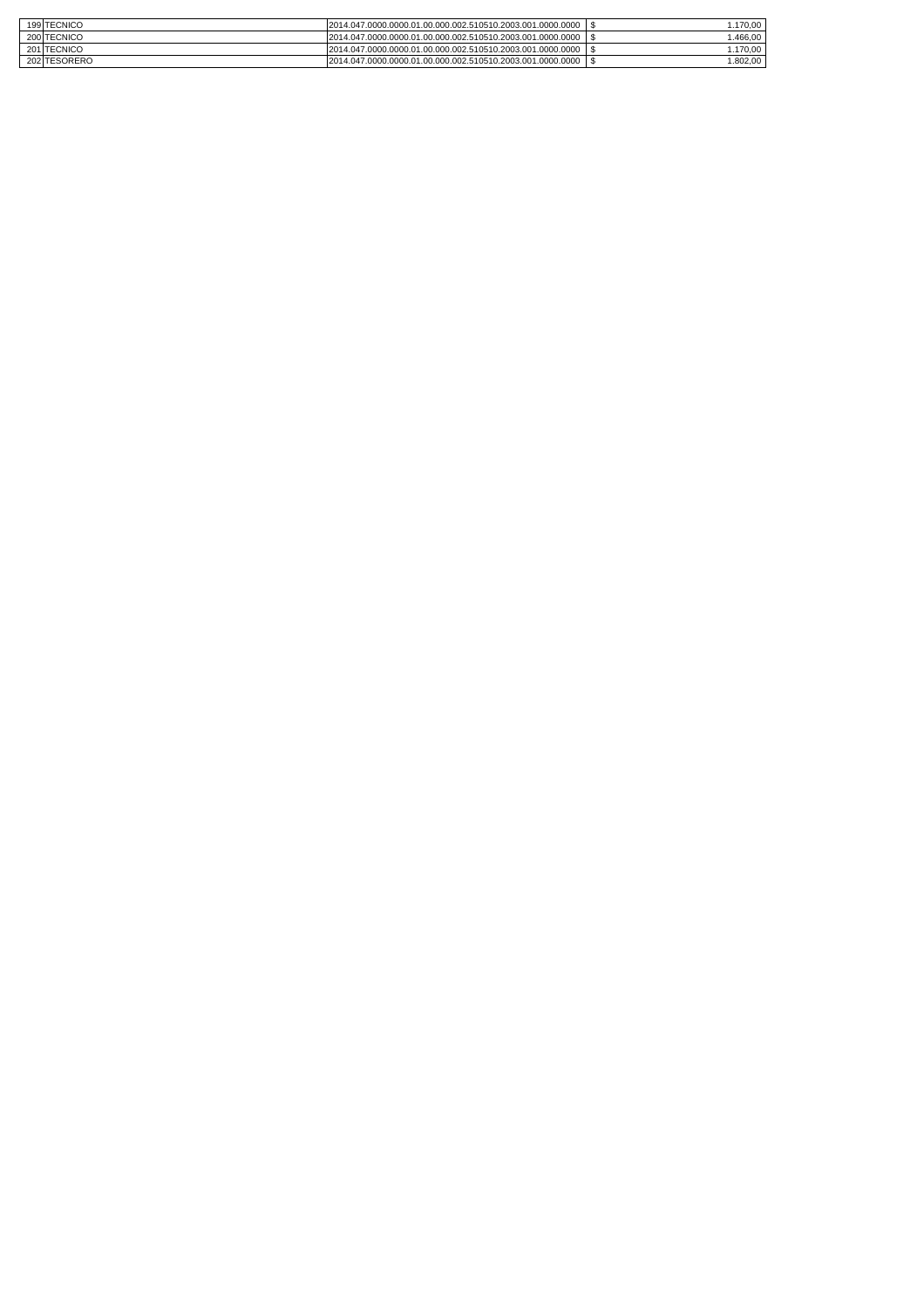| | | | | |
|---|---|---|---|---|
| 199 | TECNICO | 2014.047.0000.0000.01.00.000.002.510510.2003.001.0000.0000 | $ | 1.170,00 |
| 200 | TECNICO | 2014.047.0000.0000.01.00.000.002.510510.2003.001.0000.0000 | $ | 1.466,00 |
| 201 | TECNICO | 2014.047.0000.0000.01.00.000.002.510510.2003.001.0000.0000 | $ | 1.170,00 |
| 202 | TESORERO | 2014.047.0000.0000.01.00.000.002.510510.2003.001.0000.0000 | $ | 1.802,00 |